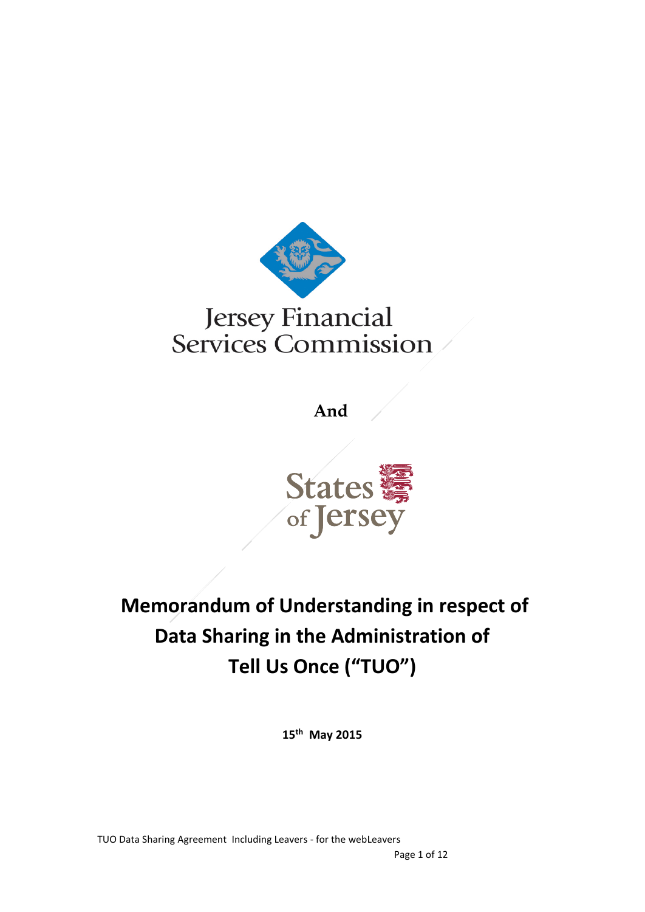Jersey Financial Services Commission

And

States of Jersey

# Memorandum of Understanding in respect of Data Sharing in the Administration of Tell Us Once (“TUO”)

**15th May 2015**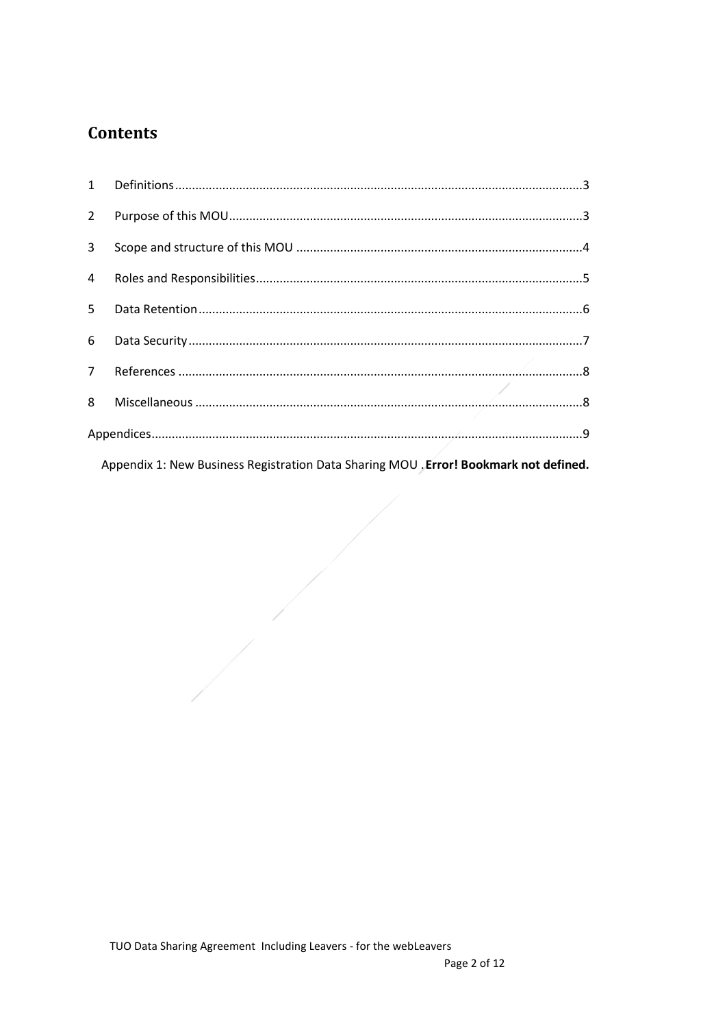## Contents

1 Definitions....................................................................................................................3

2 Purpose of this MOU....................................................................................................3

3 Scope and structure of this MOU ................................................................................4

4 Roles and Responsibilities...........................................................................................5

5 Data Retention.............................................................................................................6

6 Data Security...............................................................................................................7

7 References ..................................................................................................................8

8 Miscellaneous .............................................................................................................8

Appendices.......................................................................................................................9

Appendix 1: New Business Registration Data Sharing MOU . **Error! Bookmark not defined.**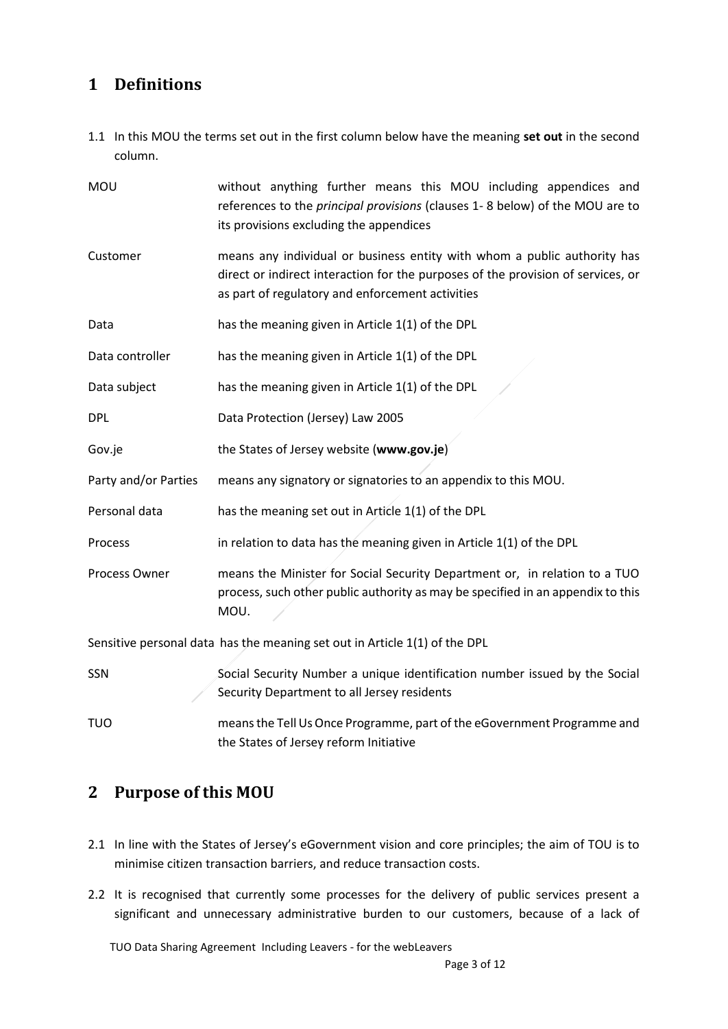# 1 Definitions

1.1 In this MOU the terms set out in the first column below have the meaning **set out** in the second column.

| | |
|---|---|
| MOU | without anything further means this MOU including appendices and references to the *principal provisions* (clauses 1- 8 below) of the MOU are to its provisions excluding the appendices |
| Customer | means any individual or business entity with whom a public authority has direct or indirect interaction for the purposes of the provision of services, or as part of regulatory and enforcement activities |
| Data | has the meaning given in Article 1(1) of the DPL |
| Data controller | has the meaning given in Article 1(1) of the DPL |
| Data subject | has the meaning given in Article 1(1) of the DPL |
| DPL | Data Protection (Jersey) Law 2005 |
| Gov.je | the States of Jersey website (**www.gov.je**) |
| Party and/or Parties | means any signatory or signatories to an appendix to this MOU. |
| Personal data | has the meaning set out in Article 1(1) of the DPL |
| Process | in relation to data has the meaning given in Article 1(1) of the DPL |
| Process Owner | means the Minister for Social Security Department or, in relation to a TUO process, such other public authority as may be specified in an appendix to this MOU. |
| Sensitive personal data | has the meaning set out in Article 1(1) of the DPL |
| SSN | Social Security Number a unique identification number issued by the Social Security Department to all Jersey residents |
| TUO | means the Tell Us Once Programme, part of the eGovernment Programme and the States of Jersey reform Initiative |

# 2 Purpose of this MOU

2.1 In line with the States of Jersey's eGovernment vision and core principles; the aim of TOU is to minimise citizen transaction barriers, and reduce transaction costs.

2.2 It is recognised that currently some processes for the delivery of public services present a significant and unnecessary administrative burden to our customers, because of a lack of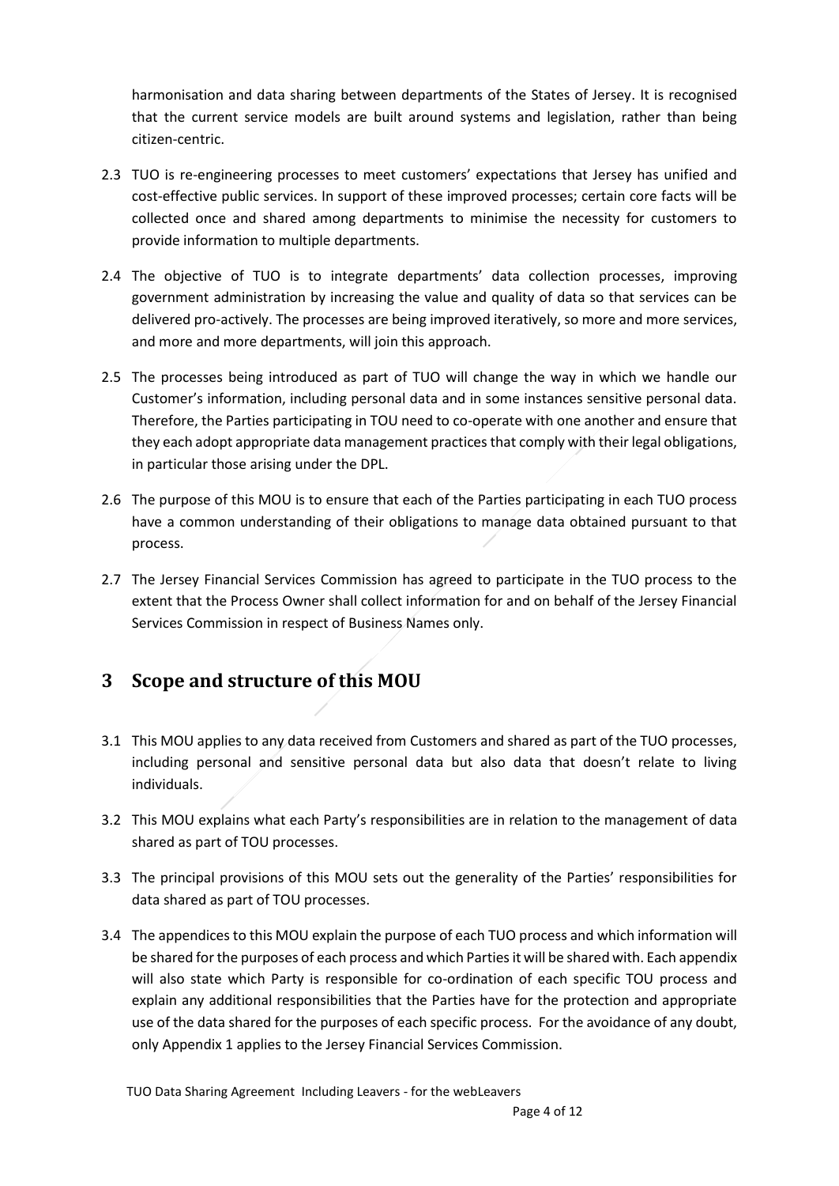harmonisation and data sharing between departments of the States of Jersey. It is recognised that the current service models are built around systems and legislation, rather than being citizen-centric.

2.3 TUO is re-engineering processes to meet customers' expectations that Jersey has unified and cost-effective public services. In support of these improved processes; certain core facts will be collected once and shared among departments to minimise the necessity for customers to provide information to multiple departments.

2.4 The objective of TUO is to integrate departments' data collection processes, improving government administration by increasing the value and quality of data so that services can be delivered pro-actively. The processes are being improved iteratively, so more and more services, and more and more departments, will join this approach.

2.5 The processes being introduced as part of TUO will change the way in which we handle our Customer's information, including personal data and in some instances sensitive personal data. Therefore, the Parties participating in TOU need to co-operate with one another and ensure that they each adopt appropriate data management practices that comply with their legal obligations, in particular those arising under the DPL.

2.6 The purpose of this MOU is to ensure that each of the Parties participating in each TUO process have a common understanding of their obligations to manage data obtained pursuant to that process.

2.7 The Jersey Financial Services Commission has agreed to participate in the TUO process to the extent that the Process Owner shall collect information for and on behalf of the Jersey Financial Services Commission in respect of Business Names only.

## 3 Scope and structure of this MOU

3.1 This MOU applies to any data received from Customers and shared as part of the TUO processes, including personal and sensitive personal data but also data that doesn't relate to living individuals.

3.2 This MOU explains what each Party's responsibilities are in relation to the management of data shared as part of TOU processes.

3.3 The principal provisions of this MOU sets out the generality of the Parties' responsibilities for data shared as part of TOU processes.

3.4 The appendices to this MOU explain the purpose of each TUO process and which information will be shared for the purposes of each process and which Parties it will be shared with. Each appendix will also state which Party is responsible for co-ordination of each specific TOU process and explain any additional responsibilities that the Parties have for the protection and appropriate use of the data shared for the purposes of each specific process. For the avoidance of any doubt, only Appendix 1 applies to the Jersey Financial Services Commission.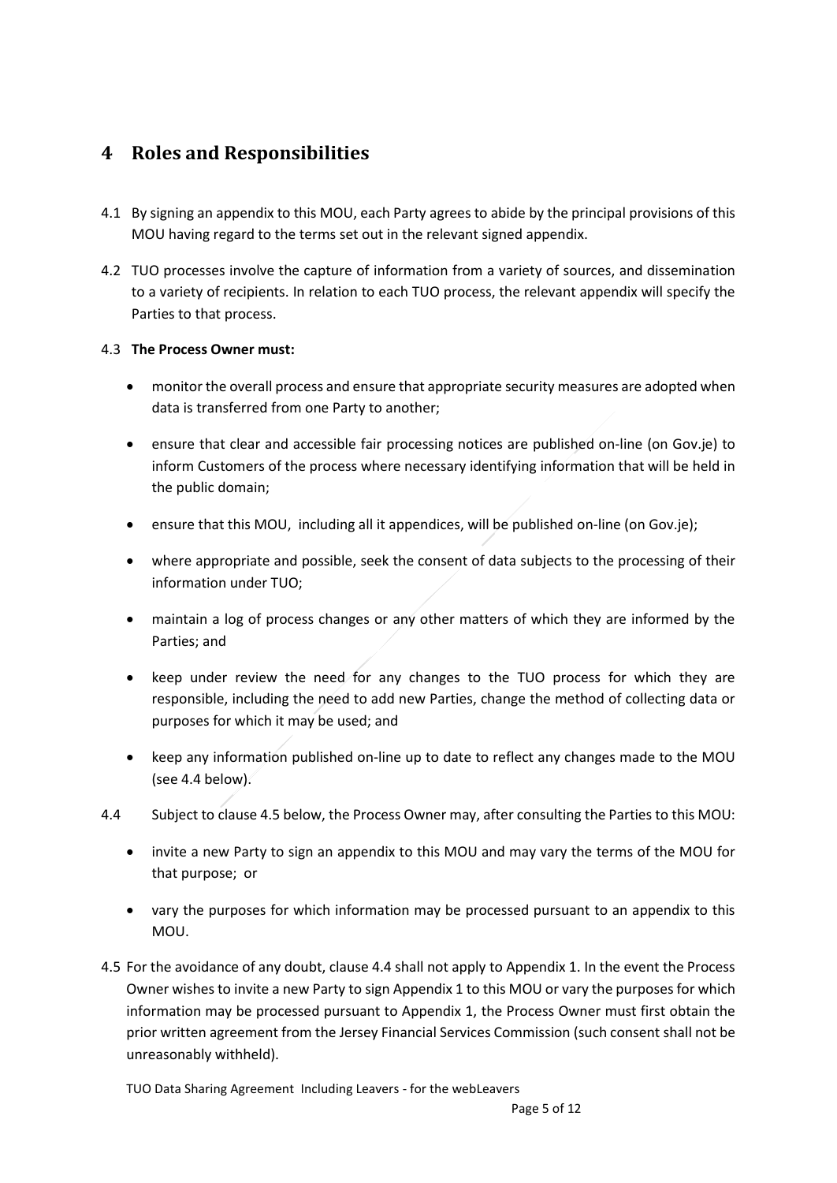## 4 Roles and Responsibilities

4.1 By signing an appendix to this MOU, each Party agrees to abide by the principal provisions of this MOU having regard to the terms set out in the relevant signed appendix.

4.2 TUO processes involve the capture of information from a variety of sources, and dissemination to a variety of recipients. In relation to each TUO process, the relevant appendix will specify the Parties to that process.

4.3 **The Process Owner must:**

- monitor the overall process and ensure that appropriate security measures are adopted when data is transferred from one Party to another;
- ensure that clear and accessible fair processing notices are published on-line (on Gov.je) to inform Customers of the process where necessary identifying information that will be held in the public domain;
- ensure that this MOU, including all it appendices, will be published on-line (on Gov.je);
- where appropriate and possible, seek the consent of data subjects to the processing of their information under TUO;
- maintain a log of process changes or any other matters of which they are informed by the Parties; and
- keep under review the need for any changes to the TUO process for which they are responsible, including the need to add new Parties, change the method of collecting data or purposes for which it may be used; and
- keep any information published on-line up to date to reflect any changes made to the MOU (see 4.4 below).

4.4 Subject to clause 4.5 below, the Process Owner may, after consulting the Parties to this MOU:

- invite a new Party to sign an appendix to this MOU and may vary the terms of the MOU for that purpose; or
- vary the purposes for which information may be processed pursuant to an appendix to this MOU.

4.5 For the avoidance of any doubt, clause 4.4 shall not apply to Appendix 1. In the event the Process Owner wishes to invite a new Party to sign Appendix 1 to this MOU or vary the purposes for which information may be processed pursuant to Appendix 1, the Process Owner must first obtain the prior written agreement from the Jersey Financial Services Commission (such consent shall not be unreasonably withheld).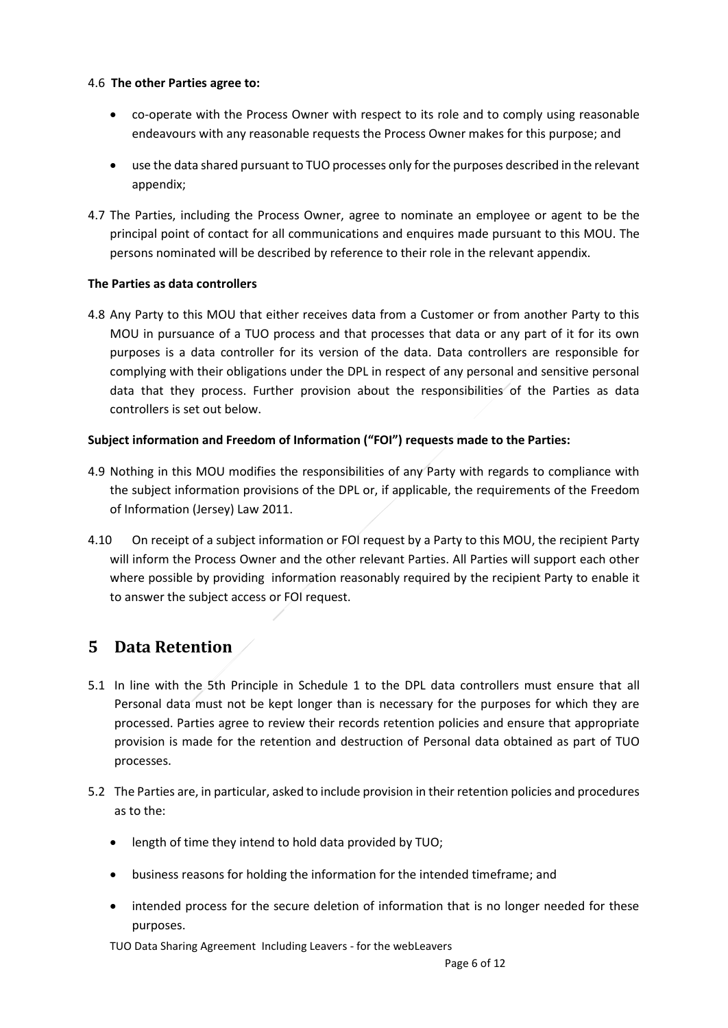4.6 **The other Parties agree to:**

- co-operate with the Process Owner with respect to its role and to comply using reasonable endeavours with any reasonable requests the Process Owner makes for this purpose; and
- use the data shared pursuant to TUO processes only for the purposes described in the relevant appendix;

4.7 The Parties, including the Process Owner, agree to nominate an employee or agent to be the principal point of contact for all communications and enquires made pursuant to this MOU. The persons nominated will be described by reference to their role in the relevant appendix.

**The Parties as data controllers**

4.8 Any Party to this MOU that either receives data from a Customer or from another Party to this MOU in pursuance of a TUO process and that processes that data or any part of it for its own purposes is a data controller for its version of the data. Data controllers are responsible for complying with their obligations under the DPL in respect of any personal and sensitive personal data that they process. Further provision about the responsibilities of the Parties as data controllers is set out below.

**Subject information and Freedom of Information ("FOI") requests made to the Parties:**

4.9 Nothing in this MOU modifies the responsibilities of any Party with regards to compliance with the subject information provisions of the DPL or, if applicable, the requirements of the Freedom of Information (Jersey) Law 2011.

4.10 On receipt of a subject information or FOI request by a Party to this MOU, the recipient Party will inform the Process Owner and the other relevant Parties. All Parties will support each other where possible by providing information reasonably required by the recipient Party to enable it to answer the subject access or FOI request.

# 5 Data Retention

5.1 In line with the 5th Principle in Schedule 1 to the DPL data controllers must ensure that all Personal data must not be kept longer than is necessary for the purposes for which they are processed. Parties agree to review their records retention policies and ensure that appropriate provision is made for the retention and destruction of Personal data obtained as part of TUO processes.

5.2 The Parties are, in particular, asked to include provision in their retention policies and procedures as to the:

- length of time they intend to hold data provided by TUO;
- business reasons for holding the information for the intended timeframe; and
- intended process for the secure deletion of information that is no longer needed for these purposes.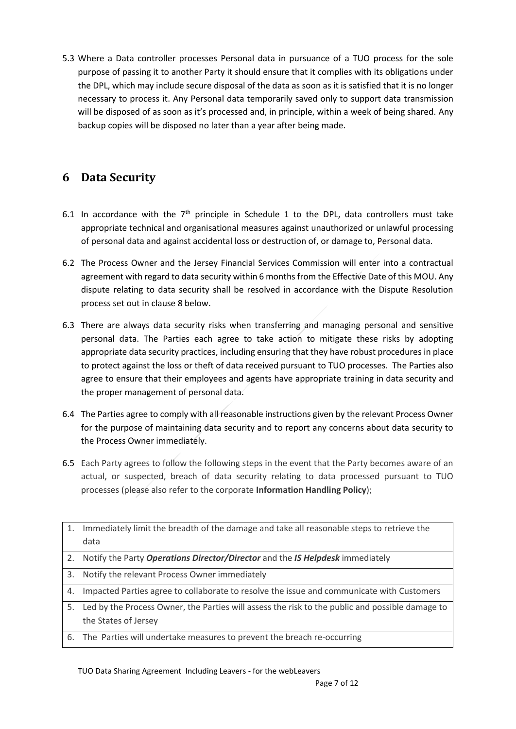5.3 Where a Data controller processes Personal data in pursuance of a TUO process for the sole purpose of passing it to another Party it should ensure that it complies with its obligations under the DPL, which may include secure disposal of the data as soon as it is satisfied that it is no longer necessary to process it. Any Personal data temporarily saved only to support data transmission will be disposed of as soon as it's processed and, in principle, within a week of being shared. Any backup copies will be disposed no later than a year after being made.

# 6 Data Security

6.1 In accordance with the 7th principle in Schedule 1 to the DPL, data controllers must take appropriate technical and organisational measures against unauthorized or unlawful processing of personal data and against accidental loss or destruction of, or damage to, Personal data.

6.2 The Process Owner and the Jersey Financial Services Commission will enter into a contractual agreement with regard to data security within 6 months from the Effective Date of this MOU. Any dispute relating to data security shall be resolved in accordance with the Dispute Resolution process set out in clause 8 below.

6.3 There are always data security risks when transferring and managing personal and sensitive personal data. The Parties each agree to take action to mitigate these risks by adopting appropriate data security practices, including ensuring that they have robust procedures in place to protect against the loss or theft of data received pursuant to TUO processes. The Parties also agree to ensure that their employees and agents have appropriate training in data security and the proper management of personal data.

6.4 The Parties agree to comply with all reasonable instructions given by the relevant Process Owner for the purpose of maintaining data security and to report any concerns about data security to the Process Owner immediately.

6.5 Each Party agrees to follow the following steps in the event that the Party becomes aware of an actual, or suspected, breach of data security relating to data processed pursuant to TUO processes (please also refer to the corporate **Information Handling Policy**);

| |
|---|
| 1. Immediately limit the breadth of the damage and take all reasonable steps to retrieve the data |
| 2. Notify the Party ***Operations Director/Director*** and the ***IS Helpdesk*** immediately |
| 3. Notify the relevant Process Owner immediately |
| 4. Impacted Parties agree to collaborate to resolve the issue and communicate with Customers |
| 5. Led by the Process Owner, the Parties will assess the risk to the public and possible damage to the States of Jersey |
| 6. The Parties will undertake measures to prevent the breach re-occurring |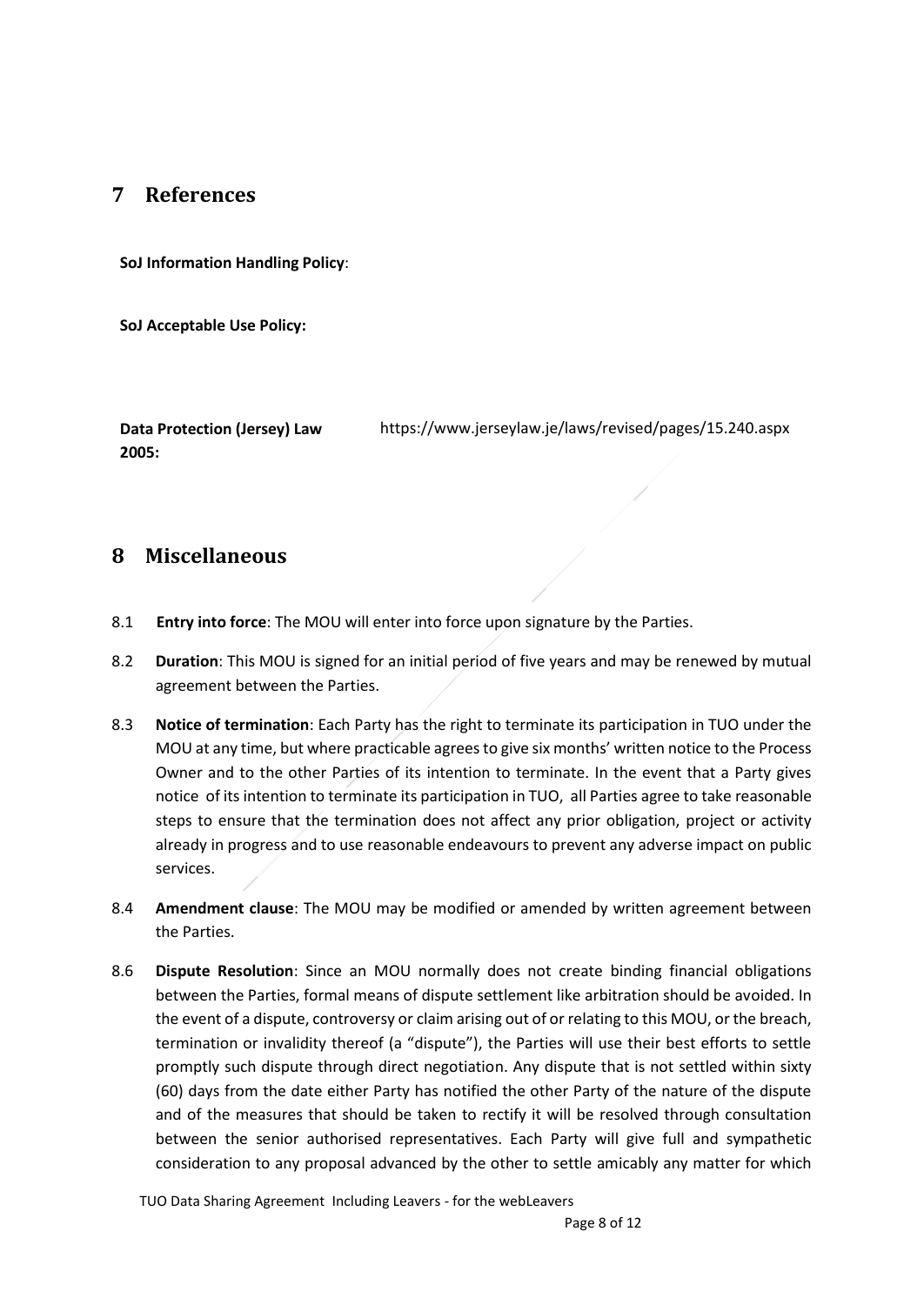# 7 References

**SoJ Information Handling Policy**:

**SoJ Acceptable Use Policy:**

| | |
|---|---|
| **Data Protection (Jersey) Law 2005:** | https://www.jerseylaw.je/laws/revised/pages/15.240.aspx |

# 8 Miscellaneous

8.1 **Entry into force**: The MOU will enter into force upon signature by the Parties.

8.2 **Duration**: This MOU is signed for an initial period of five years and may be renewed by mutual agreement between the Parties.

8.3 **Notice of termination**: Each Party has the right to terminate its participation in TUO under the MOU at any time, but where practicable agrees to give six months' written notice to the Process Owner and to the other Parties of its intention to terminate. In the event that a Party gives notice of its intention to terminate its participation in TUO, all Parties agree to take reasonable steps to ensure that the termination does not affect any prior obligation, project or activity already in progress and to use reasonable endeavours to prevent any adverse impact on public services.

8.4 **Amendment clause**: The MOU may be modified or amended by written agreement between the Parties.

8.6 **Dispute Resolution**: Since an MOU normally does not create binding financial obligations between the Parties, formal means of dispute settlement like arbitration should be avoided. In the event of a dispute, controversy or claim arising out of or relating to this MOU, or the breach, termination or invalidity thereof (a "dispute"), the Parties will use their best efforts to settle promptly such dispute through direct negotiation. Any dispute that is not settled within sixty (60) days from the date either Party has notified the other Party of the nature of the dispute and of the measures that should be taken to rectify it will be resolved through consultation between the senior authorised representatives. Each Party will give full and sympathetic consideration to any proposal advanced by the other to settle amicably any matter for which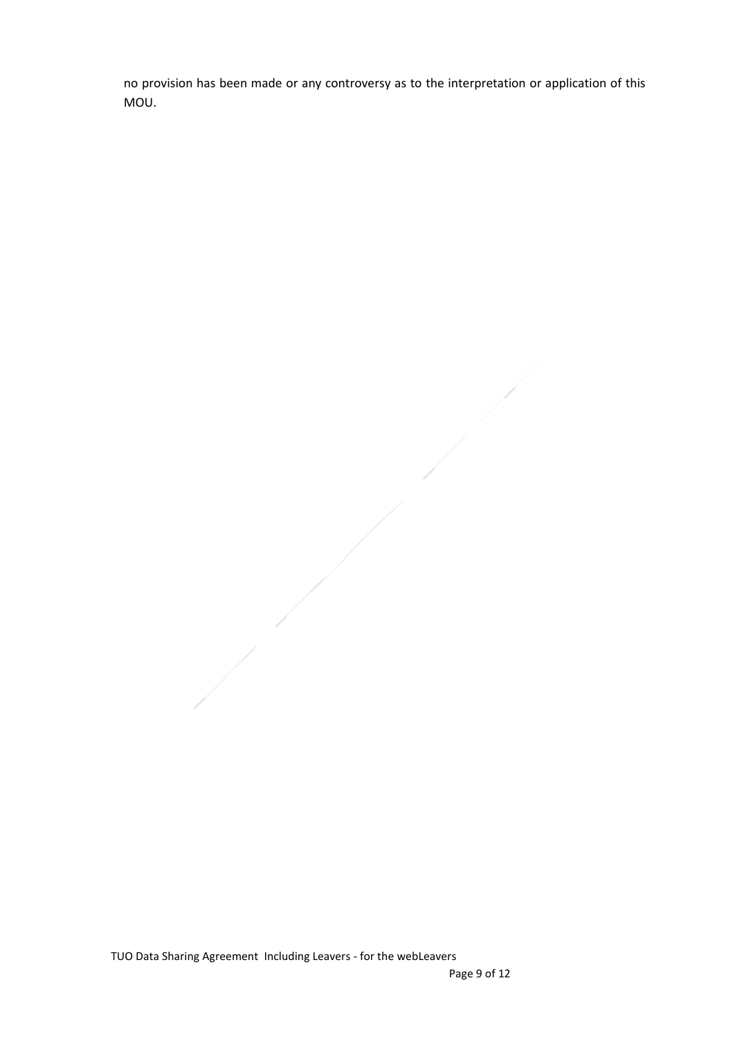no provision has been made or any controversy as to the interpretation or application of this MOU.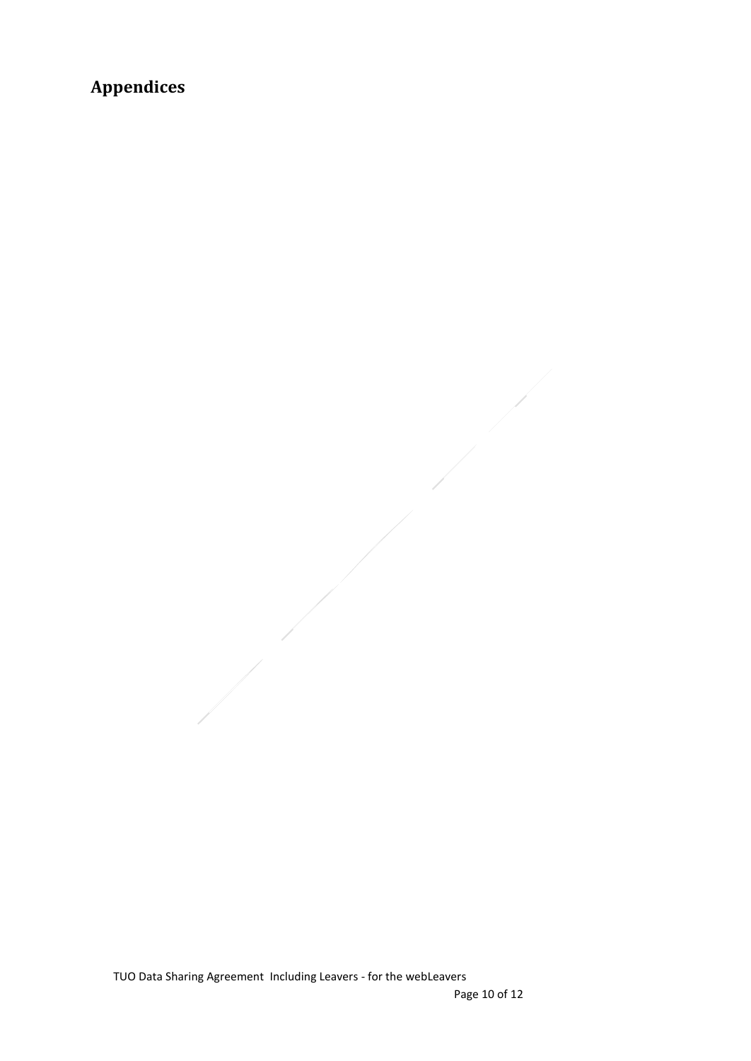## Appendices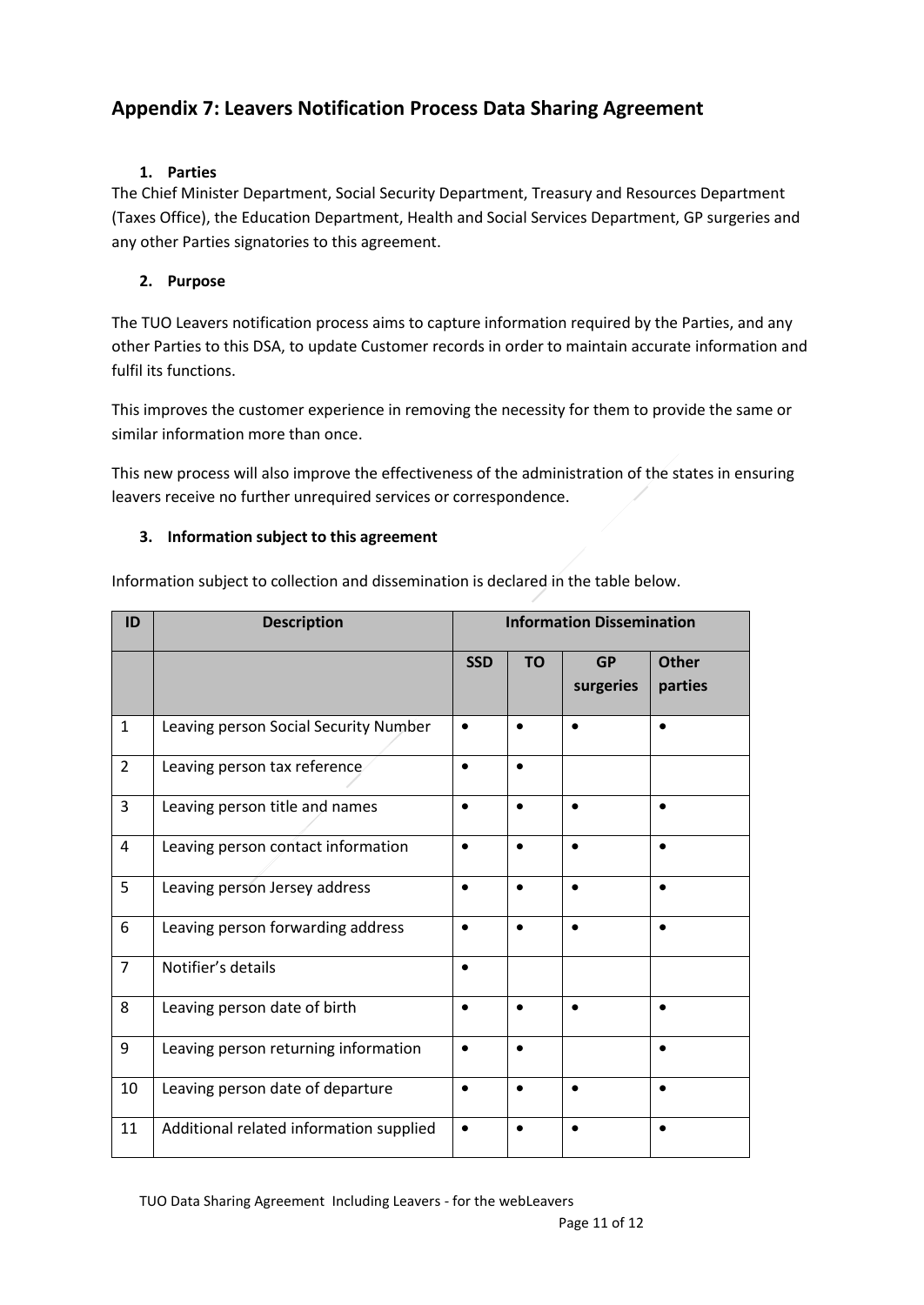## Appendix 7: Leavers Notification Process Data Sharing Agreement

### 1. Parties

The Chief Minister Department, Social Security Department, Treasury and Resources Department (Taxes Office), the Education Department, Health and Social Services Department, GP surgeries and any other Parties signatories to this agreement.

### 2. Purpose

The TUO Leavers notification process aims to capture information required by the Parties, and any other Parties to this DSA, to update Customer records in order to maintain accurate information and fulfil its functions.

This improves the customer experience in removing the necessity for them to provide the same or similar information more than once.

This new process will also improve the effectiveness of the administration of the states in ensuring leavers receive no further unrequired services or correspondence.

### 3. Information subject to this agreement

Information subject to collection and dissemination is declared in the table below.

| ID | Description | Information Dissemination | | | |
|---|---|---|---|---|---|
| | | SSD | TO | GP surgeries | Other parties |
| 1 | Leaving person Social Security Number | • | • | • | • |
| 2 | Leaving person tax reference | • | • | | |
| 3 | Leaving person title and names | • | • | • | • |
| 4 | Leaving person contact information | • | • | • | • |
| 5 | Leaving person Jersey address | • | • | • | • |
| 6 | Leaving person forwarding address | • | • | • | • |
| 7 | Notifier's details | • | | | |
| 8 | Leaving person date of birth | • | • | • | • |
| 9 | Leaving person returning information | • | • | | • |
| 10 | Leaving person date of departure | • | • | • | • |
| 11 | Additional related information supplied | • | • | • | • |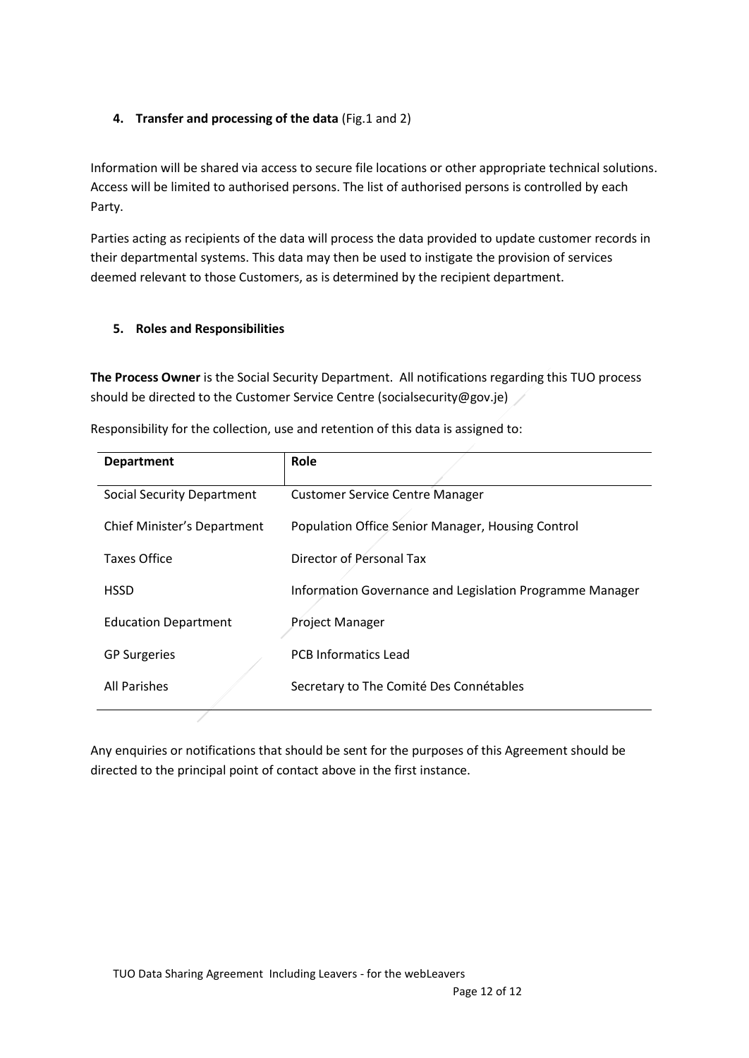**4. Transfer and processing of the data** (Fig.1 and 2)

Information will be shared via access to secure file locations or other appropriate technical solutions. Access will be limited to authorised persons. The list of authorised persons is controlled by each Party.

Parties acting as recipients of the data will process the data provided to update customer records in their departmental systems. This data may then be used to instigate the provision of services deemed relevant to those Customers, as is determined by the recipient department.

**5. Roles and Responsibilities**

**The Process Owner** is the Social Security Department. All notifications regarding this TUO process should be directed to the Customer Service Centre (socialsecurity@gov.je)

Responsibility for the collection, use and retention of this data is assigned to:

| Department | Role |
|---|---|
| Social Security Department | Customer Service Centre Manager |
| Chief Minister's Department | Population Office Senior Manager, Housing Control |
| Taxes Office | Director of Personal Tax |
| HSSD | Information Governance and Legislation Programme Manager |
| Education Department | Project Manager |
| GP Surgeries | PCB Informatics Lead |
| All Parishes | Secretary to The Comité Des Connétables |

Any enquiries or notifications that should be sent for the purposes of this Agreement should be directed to the principal point of contact above in the first instance.